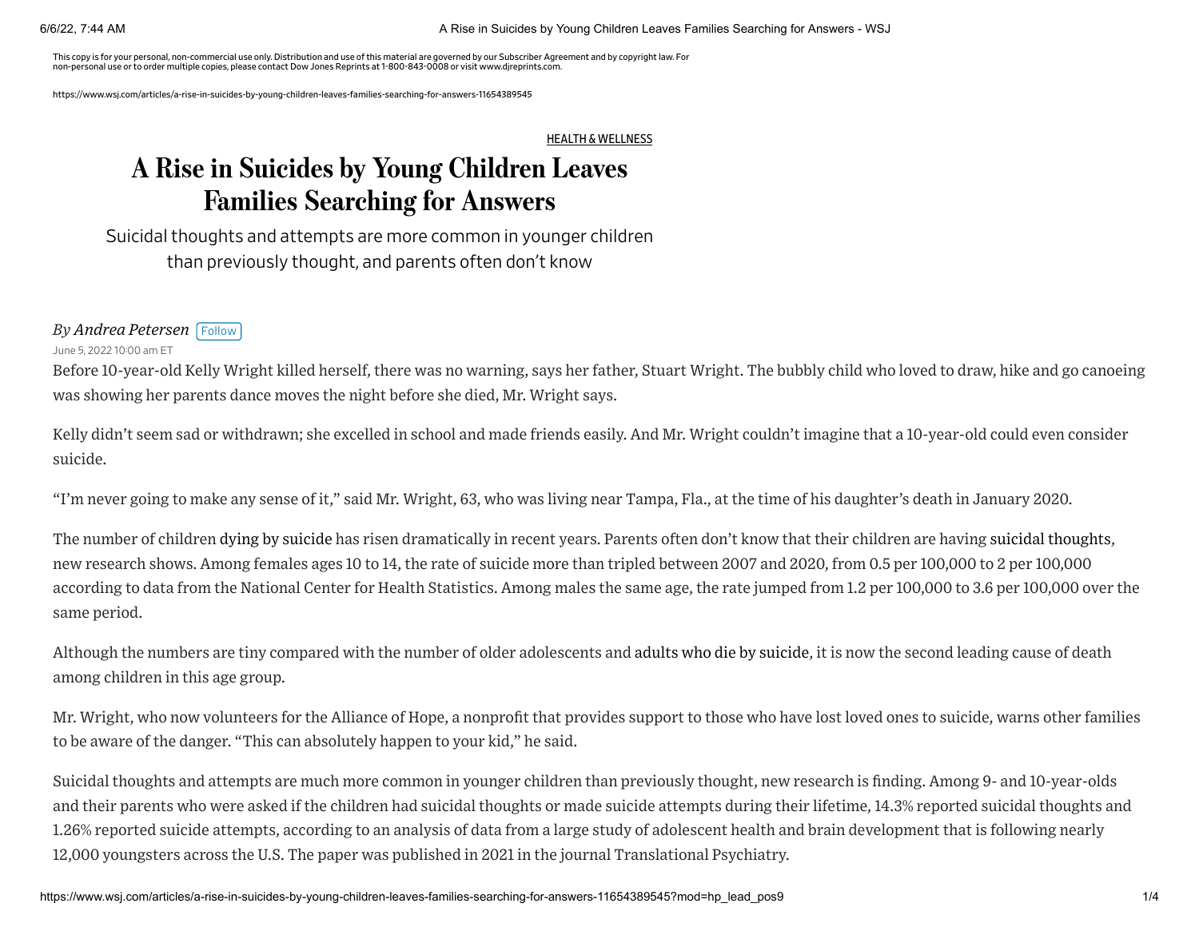This copy is for your personal, non-commercial use only. Distribution and use of this material are governed by our Subscriber Agreement and by copyright law. For non-personal use or to order multiple copies, please contact Dow Jones Reprints at 1-800-843-0008 or visit www.djreprints.com.

https://www.wsj.com/articles/a-rise-in-suicides-by-young-children-leaves-families-searching-for-answers-11654389545

HEALTH & WELLNESS

# A Rise in Suicides by Young Children Leaves Families Searching for Answers

Suicidal thoughts and attempts are more common in younger children than previously thought, and parents often don't know

*By Andrea Petersen*

June 5, 2022 10:00 am ET

Before 10-year-old Kelly Wright killed herself, there was no warning, says her father, Stuart Wright. The bubbly child who loved to draw, hike and go canoeing was showing her parents dance moves the night before she died, Mr. Wright says.

Kelly didn't seem sad or withdrawn; she excelled in school and made friends easily. And Mr. Wright couldn't imagine that a 10-year-old could even consider suicide.

"I'm never going to make any sense of it," said Mr. Wright, 63, who was living near Tampa, Fla., at the time of his daughter's death in January 2020.

The number of children dying by suicide has risen dramatically in recent years. Parents often don't know that their children are having suicidal thoughts, new research shows. Among females ages 10 to 14, the rate of suicide more than tripled between 2007 and 2020, from 0.5 per 100,000 to 2 per 100,000 according to data from the National Center for Health Statistics. Among males the same age, the rate jumped from 1.2 per 100,000 to 3.6 per 100,000 over the same period.

Although the numbers are tiny compared with the number of older adolescents and adults who die by suicide, it is now the second leading cause of death among children in this age group.

Mr. Wright, who now volunteers for the Alliance of Hope, a nonprofit that provides support to those who have lost loved ones to suicide, warns other families to be aware of the danger. "This can absolutely happen to your kid," he said.

Suicidal thoughts and attempts are much more common in younger children than previously thought, new research is finding. Among 9- and 10-year-olds and their parents who were asked if the children had suicidal thoughts or made suicide attempts during their lifetime, 14.3% reported suicidal thoughts and 1.26% reported suicide attempts, according to an analysis of data from a large study of adolescent health and brain development that is following nearly 12,000 youngsters across the U.S. The paper was published in 2021 in the journal Translational Psychiatry.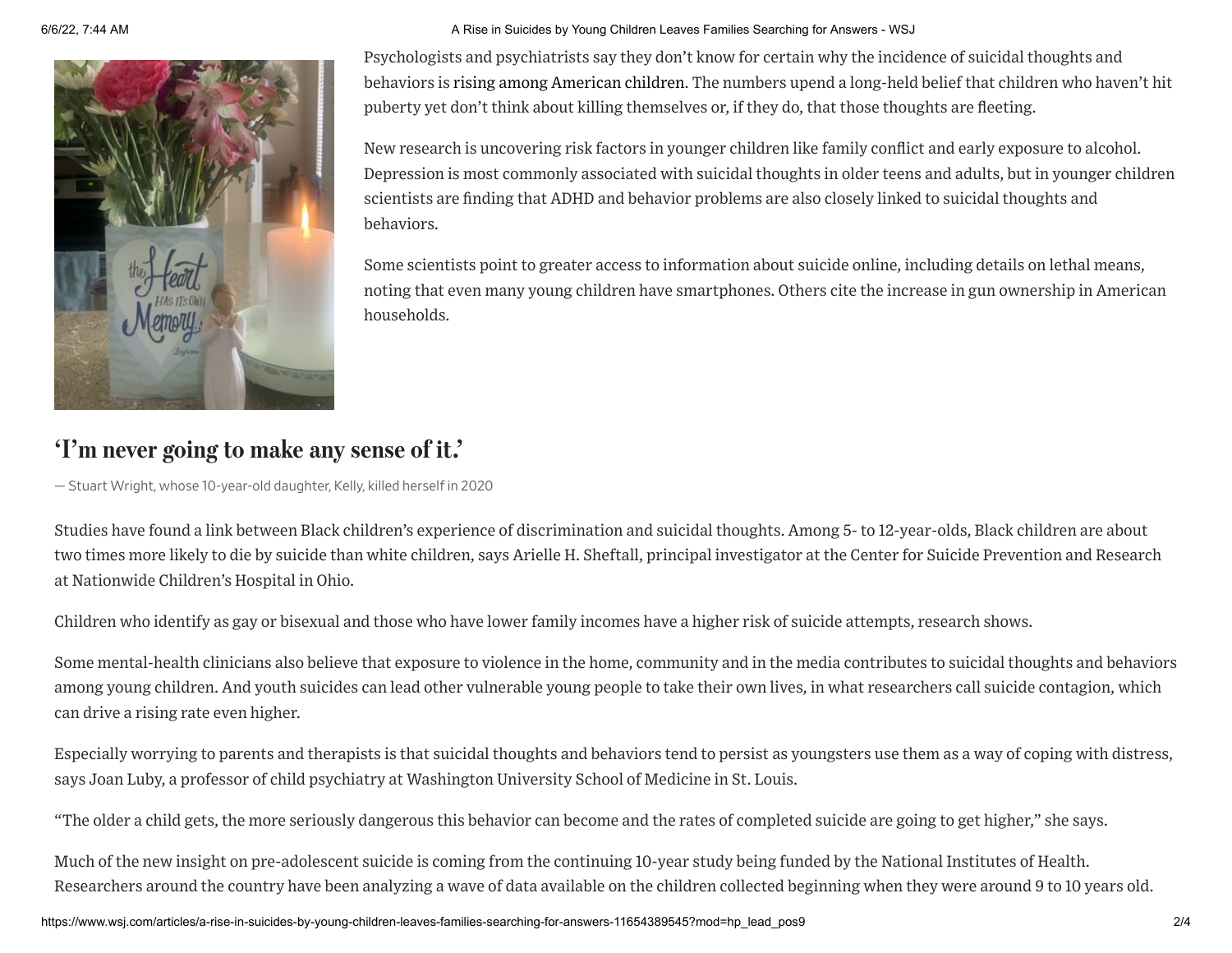Psychologists and psychiatrists say they don't know for certain why the incidence of suicidal thoughts and behaviors is rising among American children. The numbers upend a long-held belief that children who haven't hit puberty yet don't think about killing themselves or, if they do, that those thoughts are fleeting.

New research is uncovering risk factors in younger children like family conflict and early exposure to alcohol. Depression is most commonly associated with suicidal thoughts in older teens and adults, but in younger children scientists are finding that ADHD and behavior problems are also closely linked to suicidal thoughts and behaviors.

Some scientists point to greater access to information about suicide online, including details on lethal means, noting that even many young children have smartphones. Others cite the increase in gun ownership in American households.

## 'I'm never going to make any sense of it.'

— Stuart Wright, whose 10-year-old daughter, Kelly, killed herself in 2020

Studies have found a link between Black children's experience of discrimination and suicidal thoughts. Among 5- to 12-year-olds, Black children are about two times more likely to die by suicide than white children, says Arielle H. Sheftall, principal investigator at the Center for Suicide Prevention and Research at Nationwide Children's Hospital in Ohio.

Children who identify as gay or bisexual and those who have lower family incomes have a higher risk of suicide attempts, research shows.

Some mental-health clinicians also believe that exposure to violence in the home, community and in the media contributes to suicidal thoughts and behaviors among young children. And youth suicides can lead other vulnerable young people to take their own lives, in what researchers call suicide contagion, which can drive a rising rate even higher.

Especially worrying to parents and therapists is that suicidal thoughts and behaviors tend to persist as youngsters use them as a way of coping with distress, says Joan Luby, a professor of child psychiatry at Washington University School of Medicine in St. Louis.

"The older a child gets, the more seriously dangerous this behavior can become and the rates of completed suicide are going to get higher," she says.

Much of the new insight on pre-adolescent suicide is coming from the continuing 10-year study being funded by the National Institutes of Health. Researchers around the country have been analyzing a wave of data available on the children collected beginning when they were around 9 to 10 years old.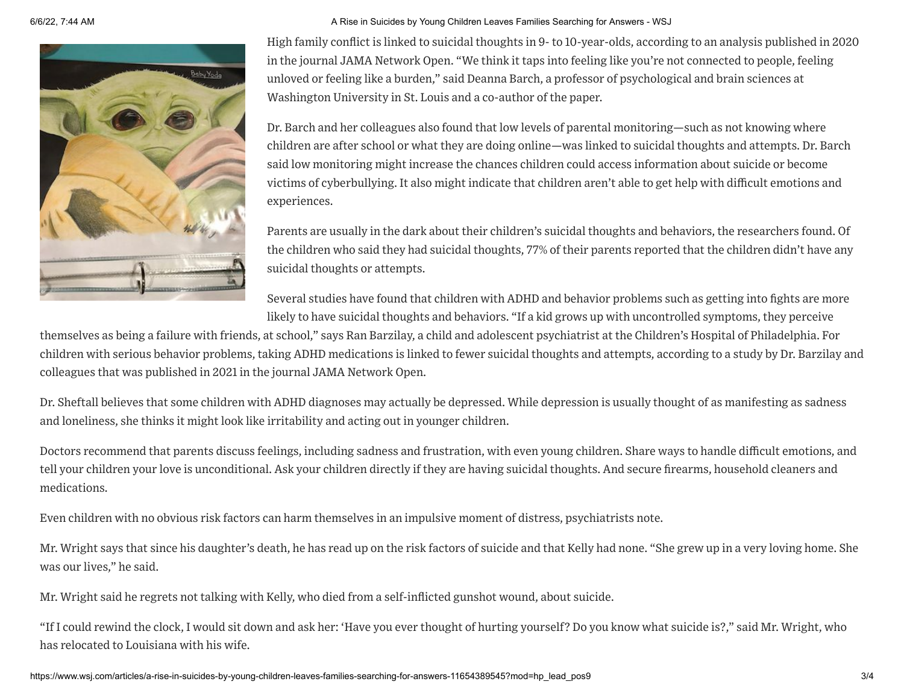High family conflict is linked to suicidal thoughts in 9- to 10-year-olds, according to an analysis published in 2020 in the journal JAMA Network Open. “We think it taps into feeling like you’re not connected to people, feeling unloved or feeling like a burden,” said Deanna Barch, a professor of psychological and brain sciences at Washington University in St. Louis and a co-author of the paper.

Dr. Barch and her colleagues also found that low levels of parental monitoring—such as not knowing where children are after school or what they are doing online—was linked to suicidal thoughts and attempts. Dr. Barch said low monitoring might increase the chances children could access information about suicide or become victims of cyberbullying. It also might indicate that children aren’t able to get help with difficult emotions and experiences.

Parents are usually in the dark about their children’s suicidal thoughts and behaviors, the researchers found. Of the children who said they had suicidal thoughts, 77% of their parents reported that the children didn’t have any suicidal thoughts or attempts.

Several studies have found that children with ADHD and behavior problems such as getting into fights are more likely to have suicidal thoughts and behaviors. “If a kid grows up with uncontrolled symptoms, they perceive themselves as being a failure with friends, at school,” says Ran Barzilay, a child and adolescent psychiatrist at the Children’s Hospital of Philadelphia. For children with serious behavior problems, taking ADHD medications is linked to fewer suicidal thoughts and attempts, according to a study by Dr. Barzilay and colleagues that was published in 2021 in the journal JAMA Network Open.

Dr. Sheftall believes that some children with ADHD diagnoses may actually be depressed. While depression is usually thought of as manifesting as sadness and loneliness, she thinks it might look like irritability and acting out in younger children.

Doctors recommend that parents discuss feelings, including sadness and frustration, with even young children. Share ways to handle difficult emotions, and tell your children your love is unconditional. Ask your children directly if they are having suicidal thoughts. And secure firearms, household cleaners and medications.

Even children with no obvious risk factors can harm themselves in an impulsive moment of distress, psychiatrists note.

Mr. Wright says that since his daughter’s death, he has read up on the risk factors of suicide and that Kelly had none. “She grew up in a very loving home. She was our lives,” he said.

Mr. Wright said he regrets not talking with Kelly, who died from a self-inflicted gunshot wound, about suicide.

“If I could rewind the clock, I would sit down and ask her: ‘Have you ever thought of hurting yourself? Do you know what suicide is?,” said Mr. Wright, who has relocated to Louisiana with his wife.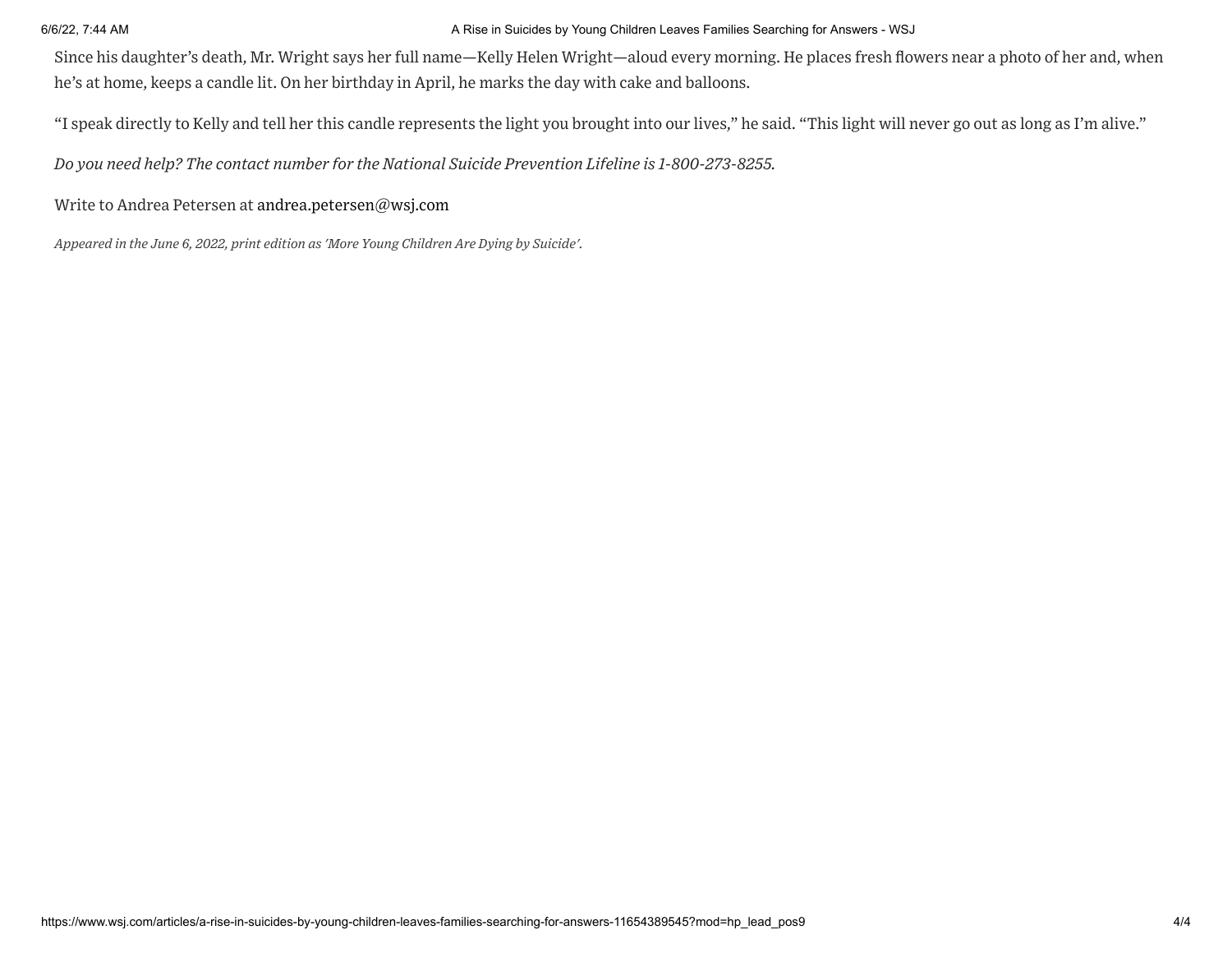Since his daughter's death, Mr. Wright says her full name—Kelly Helen Wright—aloud every morning. He places fresh flowers near a photo of her and, when he's at home, keeps a candle lit. On her birthday in April, he marks the day with cake and balloons.

"I speak directly to Kelly and tell her this candle represents the light you brought into our lives," he said. "This light will never go out as long as I'm alive."

*Do you need help? The contact number for the National Suicide Prevention Lifeline is 1-800-273-8255.*

Write to Andrea Petersen at andrea.petersen@wsj.com

*Appeared in the June 6, 2022, print edition as 'More Young Children Are Dying by Suicide'.*